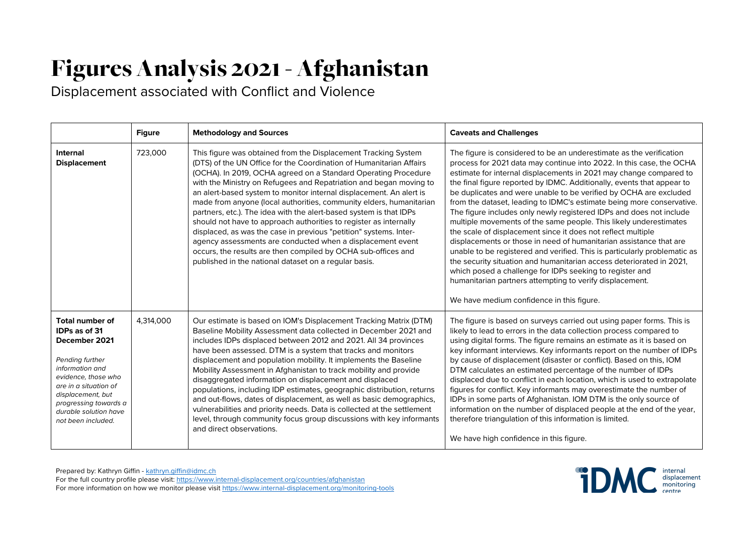# Figures Analysis 2021 - Afghanistan

Displacement associated with Conflict and Violence

| | Figure | Methodology and Sources | Caveats and Challenges |
|---|---|---|---|
| **Internal Displacement** | 723,000 | This figure was obtained from the Displacement Tracking System (DTS) of the UN Office for the Coordination of Humanitarian Affairs (OCHA). In 2019, OCHA agreed on a Standard Operating Procedure with the Ministry on Refugees and Repatriation and began moving to an alert-based system to monitor internal displacement. An alert is made from anyone (local authorities, community elders, humanitarian partners, etc.). The idea with the alert-based system is that IDPs should not have to approach authorities to register as internally displaced, as was the case in previous "petition" systems. Inter-agency assessments are conducted when a displacement event occurs, the results are then compiled by OCHA sub-offices and published in the national dataset on a regular basis. | The figure is considered to be an underestimate as the verification process for 2021 data may continue into 2022. In this case, the OCHA estimate for internal displacements in 2021 may change compared to the final figure reported by IDMC. Additionally, events that appear to be duplicates and were unable to be verified by OCHA are excluded from the dataset, leading to IDMC's estimate being more conservative. The figure includes only newly registered IDPs and does not include multiple movements of the same people. This likely underestimates the scale of displacement since it does not reflect multiple displacements or those in need of humanitarian assistance that are unable to be registered and verified. This is particularly problematic as the security situation and humanitarian access deteriorated in 2021, which posed a challenge for IDPs seeking to register and humanitarian partners attempting to verify displacement.<br><br>We have medium confidence in this figure. |
| **Total number of IDPs as of 31 December 2021**<br><br>*Pending further information and evidence, those who are in a situation of displacement, but progressing towards a durable solution have not been included.* | 4,314,000 | Our estimate is based on IOM's Displacement Tracking Matrix (DTM) Baseline Mobility Assessment data collected in December 2021 and includes IDPs displaced between 2012 and 2021. All 34 provinces have been assessed. DTM is a system that tracks and monitors displacement and population mobility. It implements the Baseline Mobility Assessment in Afghanistan to track mobility and provide disaggregated information on displacement and displaced populations, including IDP estimates, geographic distribution, returns and out-flows, dates of displacement, as well as basic demographics, vulnerabilities and priority needs. Data is collected at the settlement level, through community focus group discussions with key informants and direct observations. | The figure is based on surveys carried out using paper forms. This is likely to lead to errors in the data collection process compared to using digital forms. The figure remains an estimate as it is based on key informant interviews. Key informants report on the number of IDPs by cause of displacement (disaster or conflict). Based on this, IOM DTM calculates an estimated percentage of the number of IDPs displaced due to conflict in each location, which is used to extrapolate figures for conflict. Key informants may overestimate the number of IDPs in some parts of Afghanistan. IOM DTM is the only source of information on the number of displaced people at the end of the year, therefore triangulation of this information is limited.<br><br>We have high confidence in this figure. |

Prepared by: Kathryn Giffin - kathryn.giffin@idmc.ch
For the full country profile please visit: https://www.internal-displacement.org/countries/afghanistan
For more information on how we monitor please visit https://www.internal-displacement.org/monitoring-tools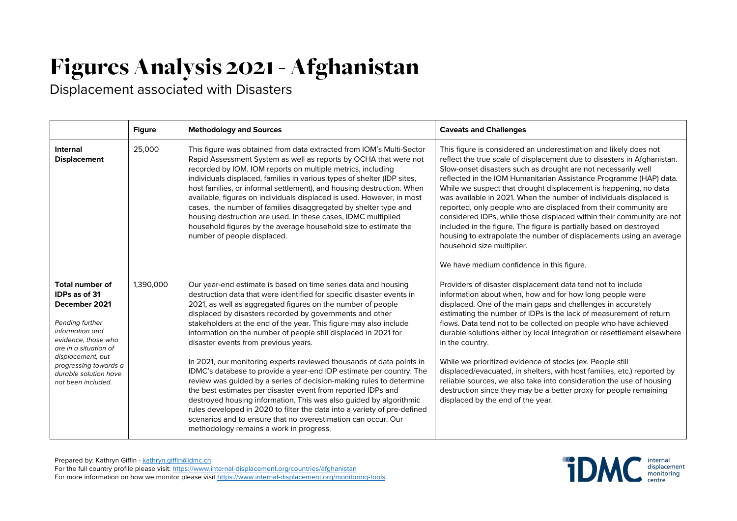# Figures Analysis 2021 - Afghanistan

Displacement associated with Disasters

| | Figure | Methodology and Sources | Caveats and Challenges |
|---|---|---|---|
| **Internal Displacement** | 25,000 | This figure was obtained from data extracted from IOM's Multi-Sector Rapid Assessment System as well as reports by OCHA that were not recorded by IOM. IOM reports on multiple metrics, including individuals displaced, families in various types of shelter (IDP sites, host families, or informal settlement), and housing destruction. When available, figures on individuals displaced is used. However, in most cases, the number of families disaggregated by shelter type and housing destruction are used. In these cases, IDMC multiplied household figures by the average household size to estimate the number of people displaced. | This figure is considered an underestimation and likely does not reflect the true scale of displacement due to disasters in Afghanistan. Slow-onset disasters such as drought are not necessarily well reflected in the IOM Humanitarian Assistance Programme (HAP) data. While we suspect that drought displacement is happening, no data was available in 2021. When the number of individuals displaced is reported, only people who are displaced from their community are considered IDPs, while those displaced within their community are not included in the figure. The figure is partially based on destroyed housing to extrapolate the number of displacements using an average household size multiplier.<br><br>We have medium confidence in this figure. |
| **Total number of IDPs as of 31 December 2021**<br><br>*Pending further information and evidence, those who are in a situation of displacement, but progressing towards a durable solution have not been included.* | 1,390,000 | Our year-end estimate is based on time series data and housing destruction data that were identified for specific disaster events in 2021, as well as aggregated figures on the number of people displaced by disasters recorded by governments and other stakeholders at the end of the year. This figure may also include information on the number of people still displaced in 2021 for disaster events from previous years.<br><br>In 2021, our monitoring experts reviewed thousands of data points in IDMC's database to provide a year-end IDP estimate per country. The review was guided by a series of decision-making rules to determine the best estimates per disaster event from reported IDPs and destroyed housing information. This was also guided by algorithmic rules developed in 2020 to filter the data into a variety of pre-defined scenarios and to ensure that no overestimation can occur. Our methodology remains a work in progress. | Providers of disaster displacement data tend not to include information about when, how and for how long people were displaced. One of the main gaps and challenges in accurately estimating the number of IDPs is the lack of measurement of return flows. Data tend not to be collected on people who have achieved durable solutions either by local integration or resettlement elsewhere in the country.<br><br>While we prioritized evidence of stocks (ex. People still displaced/evacuated, in shelters, with host families, etc.) reported by reliable sources, we also take into consideration the use of housing destruction since they may be a better proxy for people remaining displaced by the end of the year. |

Prepared by: Kathryn Giffin - kathryn.giffin@idmc.ch
For the full country profile please visit: https://www.internal-displacement.org/countries/afghanistan
For more information on how we monitor please visit https://www.internal-displacement.org/monitoring-tools